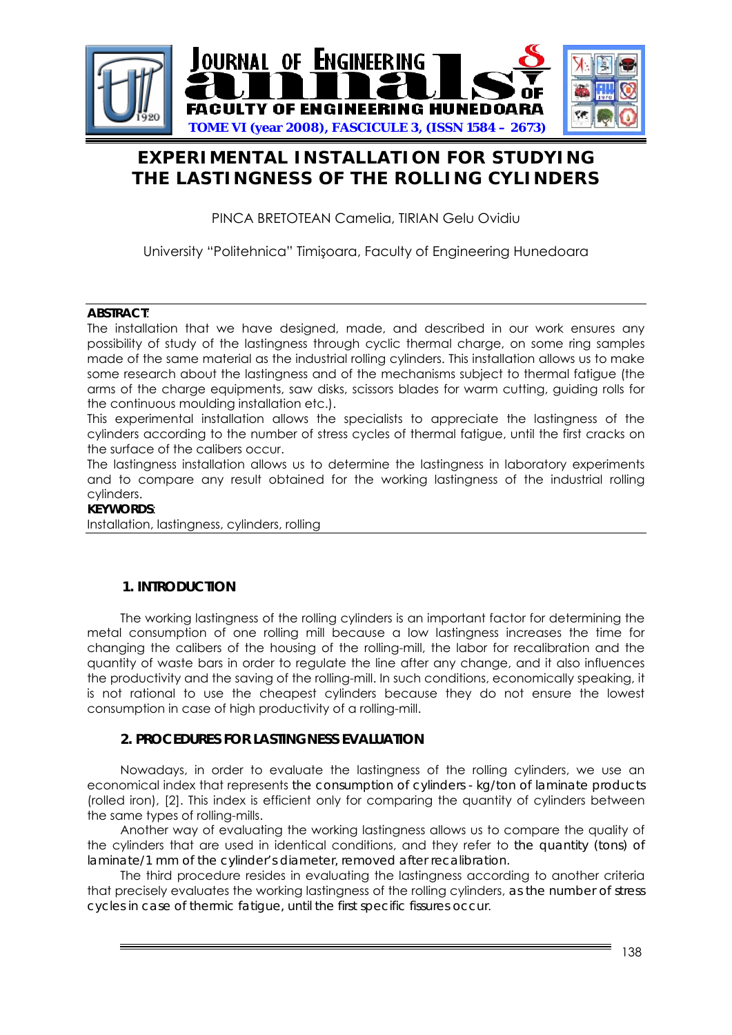# EXPERIMENTAL INSTALLATION FOR STUDYING THE LASTINGNESS OF THE ROLLING CYLINDERS

PINCA BRETOTEAN Camelia, TIRIAN Gelu Ovidiu

University "Politehnica" Timişoara, Faculty of Engineering Hunedoara

**ABSTRACT**:
The installation that we have designed, made, and described in our work ensures any possibility of study of the lastingness through cyclic thermal charge, on some ring samples made of the same material as the industrial rolling cylinders. This installation allows us to make some research about the lastingness and of the mechanisms subject to thermal fatigue (the arms of the charge equipments, saw disks, scissors blades for warm cutting, guiding rolls for the continuous moulding installation etc.).
This experimental installation allows the specialists to appreciate the lastingness of the cylinders according to the number of stress cycles of thermal fatigue, until the first cracks on the surface of the calibers occur.
The lastingness installation allows us to determine the lastingness in laboratory experiments and to compare any result obtained for the working lastingness of the industrial rolling cylinders.

**KEYWORDS**:
Installation, lastingness, cylinders, rolling

## 1. INTRODUCTION

The working lastingness of the rolling cylinders is an important factor for determining the metal consumption of one rolling mill because a low lastingness increases the time for changing the calibers of the housing of the rolling-mill, the labor for recalibration and the quantity of waste bars in order to regulate the line after any change, and it also influences the productivity and the saving of the rolling-mill. In such conditions, economically speaking, it is not rational to use the cheapest cylinders because they do not ensure the lowest consumption in case of high productivity of a rolling-mill.

## 2. PROCEDURES FOR LASTINGNESS EVALUATION

Nowadays, in order to evaluate the lastingness of the rolling cylinders, we use an economical index that represents *the consumption of cylinders - kg/ton of laminate products* (rolled iron), [2]. This index is efficient only for comparing the quantity of cylinders between the same types of rolling-mills.

Another way of evaluating the working lastingness allows us to compare the quality of the cylinders that are used in identical conditions, and they refer to *the quantity (tons) of laminate/1 mm of the cylinder's diameter, removed after recalibration*.

The third procedure resides in evaluating the lastingness according to another criteria that precisely evaluates the working lastingness of the rolling cylinders, *as the number of stress cycles in case of thermic fatigue, until the first specific fissures occur*.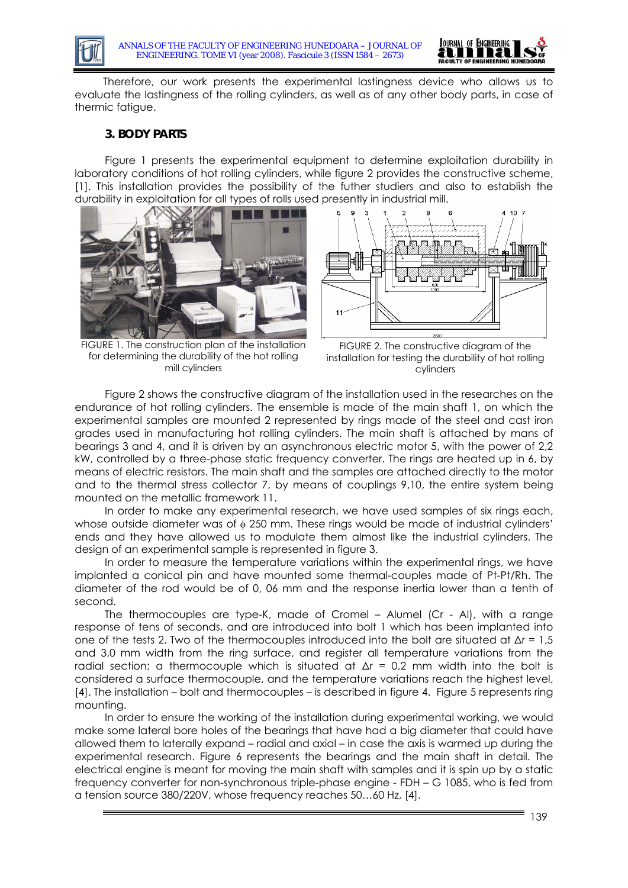Therefore, our work presents the experimental lastingness device who allows us to evaluate the lastingness of the rolling cylinders, as well as of any other body parts, in case of thermic fatigue.

## 3. BODY PARTS

Figure 1 presents the experimental equipment to determine exploitation durability in laboratory conditions of hot rolling cylinders, while figure 2 provides the constructive scheme, [1]. This installation provides the possibility of the futher studiers and also to establish the durability in exploitation for all types of rolls used presently in industrial mill.

FIGURE 1. The construction plan of the installation for determining the durability of the hot rolling mill cylinders

5 9 3 1 2 8 6 4 10 7

11

500

1000

2530

FIGURE 2. The constructive diagram of the installation for testing the durability of hot rolling cylinders

Figure 2 shows the constructive diagram of the installation used in the researches on the endurance of hot rolling cylinders. The ensemble is made of the main shaft 1, on which the experimental samples are mounted 2 represented by rings made of the steel and cast iron grades used in manufacturing hot rolling cylinders. The main shaft is attached by mans of bearings 3 and 4, and it is driven by an asynchronous electric motor 5, with the power of 2,2 kW, controlled by a three-phase static frequency converter. The rings are heated up in 6, by means of electric resistors. The main shaft and the samples are attached directly to the motor and to the thermal stress collector 7, by means of couplings 9,10, the entire system being mounted on the metallic framework 11.

In order to make any experimental research, we have used samples of six rings each, whose outside diameter was of $\phi$ 250 mm. These rings would be made of industrial cylinders' ends and they have allowed us to modulate them almost like the industrial cylinders. The design of an experimental sample is represented in figure 3.

In order to measure the temperature variations within the experimental rings, we have implanted a conical pin and have mounted some thermal-couples made of Pt-Pt/Rh. The diameter of the rod would be of 0, 06 mm and the response inertia lower than a tenth of second.

The thermocouples are type-K, made of Cromel – Alumel (Cr - Al), with a range response of tens of seconds, and are introduced into bolt 1 which has been implanted into one of the tests 2. Two of the thermocouples introduced into the bolt are situated at $\Delta r$ = 1,5 and 3,0 mm width from the ring surface, and register all temperature variations from the radial section; a thermocouple which is situated at $\Delta r$ = 0,2 mm width into the bolt is considered a surface thermocouple, and the temperature variations reach the highest level, [4]. The installation – bolt and thermocouples – is described in figure 4. Figure 5 represents ring mounting.

In order to ensure the working of the installation during experimental working, we would make some lateral bore holes of the bearings that have had a big diameter that could have allowed them to laterally expand – radial and axial – in case the axis is warmed up during the experimental research. Figure 6 represents the bearings and the main shaft in detail. The electrical engine is meant for moving the main shaft with samples and it is spin up by a static frequency converter for non-synchronous triple-phase engine - FDH – G 1085, who is fed from a tension source 380/220V, whose frequency reaches 50…60 Hz, [4].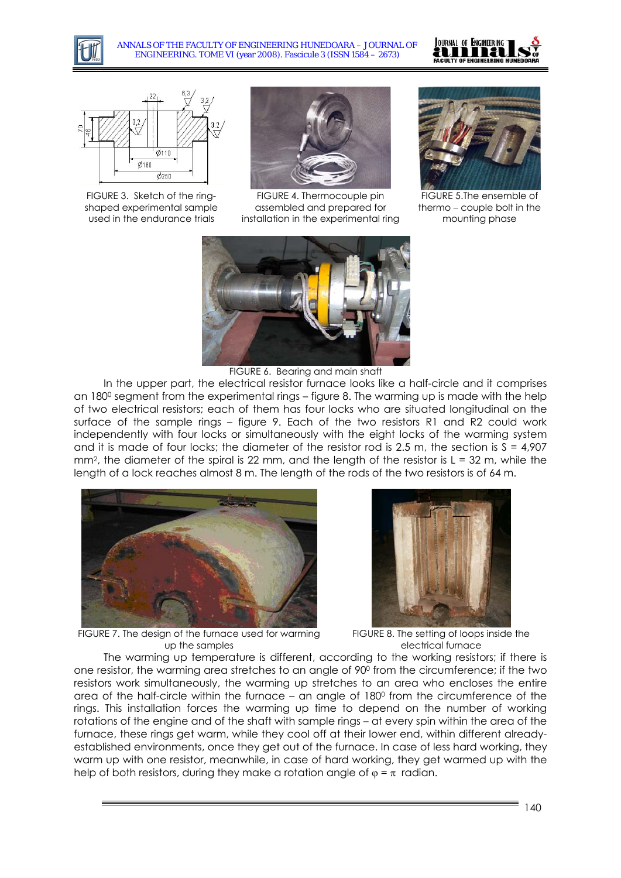FIGURE 3. Sketch of the ring-shaped experimental sample used in the endurance trials

FIGURE 4. Thermocouple pin assembled and prepared for installation in the experimental ring

FIGURE 5.The ensemble of thermo – couple bolt in the mounting phase

FIGURE 6. Bearing and main shaft

In the upper part, the electrical resistor furnace looks like a half-circle and it comprises an $180^0$ segment from the experimental rings – figure 8. The warming up is made with the help of two electrical resistors; each of them has four locks who are situated longitudinal on the surface of the sample rings – figure 9. Each of the two resistors R1 and R2 could work independently with four locks or simultaneously with the eight locks of the warming system and it is made of four locks; the diameter of the resistor rod is 2.5 m, the section is S = 4,907 mm$^2$, the diameter of the spiral is 22 mm, and the length of the resistor is L = 32 m, while the length of a lock reaches almost 8 m. The length of the rods of the two resistors is of 64 m.

FIGURE 7. The design of the furnace used for warming up the samples

FIGURE 8. The setting of loops inside the electrical furnace

The warming up temperature is different, according to the working resistors; if there is one resistor, the warming area stretches to an angle of $90^0$ from the circumference; if the two resistors work simultaneously, the warming up stretches to an area who encloses the entire area of the half-circle within the furnace – an angle of $180^0$ from the circumference of the rings. This installation forces the warming up time to depend on the number of working rotations of the engine and of the shaft with sample rings – at every spin within the area of the furnace, these rings get warm, while they cool off at their lower end, within different already-established environments, once they get out of the furnace. In case of less hard working, they warm up with one resistor, meanwhile, in case of hard working, they get warmed up with the help of both resistors, during they make a rotation angle of $\varphi = \pi$ radian.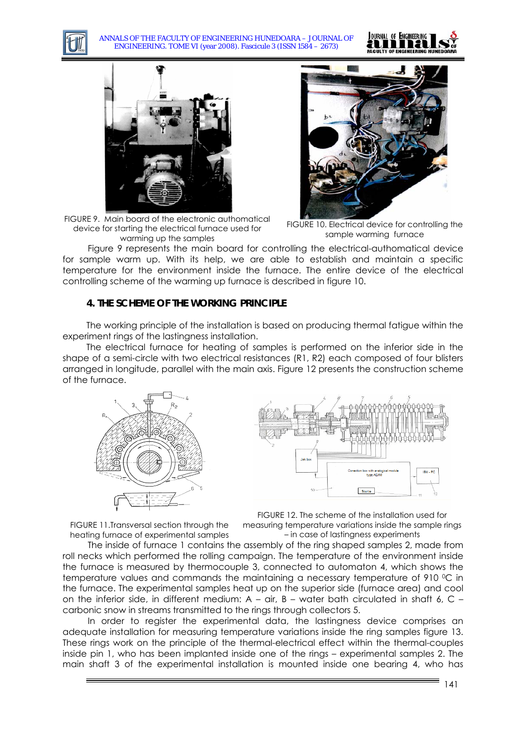FIGURE 9. Main board of the electronic authomatical device for starting the electrical furnace used for warming up the samples

FIGURE 10. Electrical device for controlling the sample warming furnace

Figure 9 represents the main board for controlling the electrical-authomatical device for sample warm up. With its help, we are able to establish and maintain a specific temperature for the environment inside the furnace. The entire device of the electrical controlling scheme of the warming up furnace is described in figure 10.

## 4. THE SCHEME OF THE WORKING PRINCIPLE

The working principle of the installation is based on producing thermal fatigue within the experiment rings of the lastingness installation.

The electrical furnace for heating of samples is performed on the inferior side in the shape of a semi-circle with two electrical resistances (R1, R2) each composed of four blisters arranged in longitude, parallel with the main axis. Figure 12 presents the construction scheme of the furnace.

FIGURE 11.Transversal section through the heating furnace of experimental samples

FIGURE 12. The scheme of the installation used for measuring temperature variations inside the sample rings – in case of lastingness experiments

The inside of furnace 1 contains the assembly of the ring shaped samples 2, made from roll necks which performed the rolling campaign. The temperature of the environment inside the furnace is measured by thermocouple 3, connected to automaton 4, which shows the temperature values and commands the maintaining a necessary temperature of 910 $^0$C in the furnace. The experimental samples heat up on the superior side (furnace area) and cool on the inferior side, in different medium: A – air, B – water bath circulated in shaft 6, C – carbonic snow in streams transmitted to the rings through collectors 5.

In order to register the experimental data, the lastingness device comprises an adequate installation for measuring temperature variations inside the ring samples figure 13. These rings work on the principle of the thermal-electrical effect within the thermal-couples inside pin 1, who has been implanted inside one of the rings – experimental samples 2. The main shaft 3 of the experimental installation is mounted inside one bearing 4, who has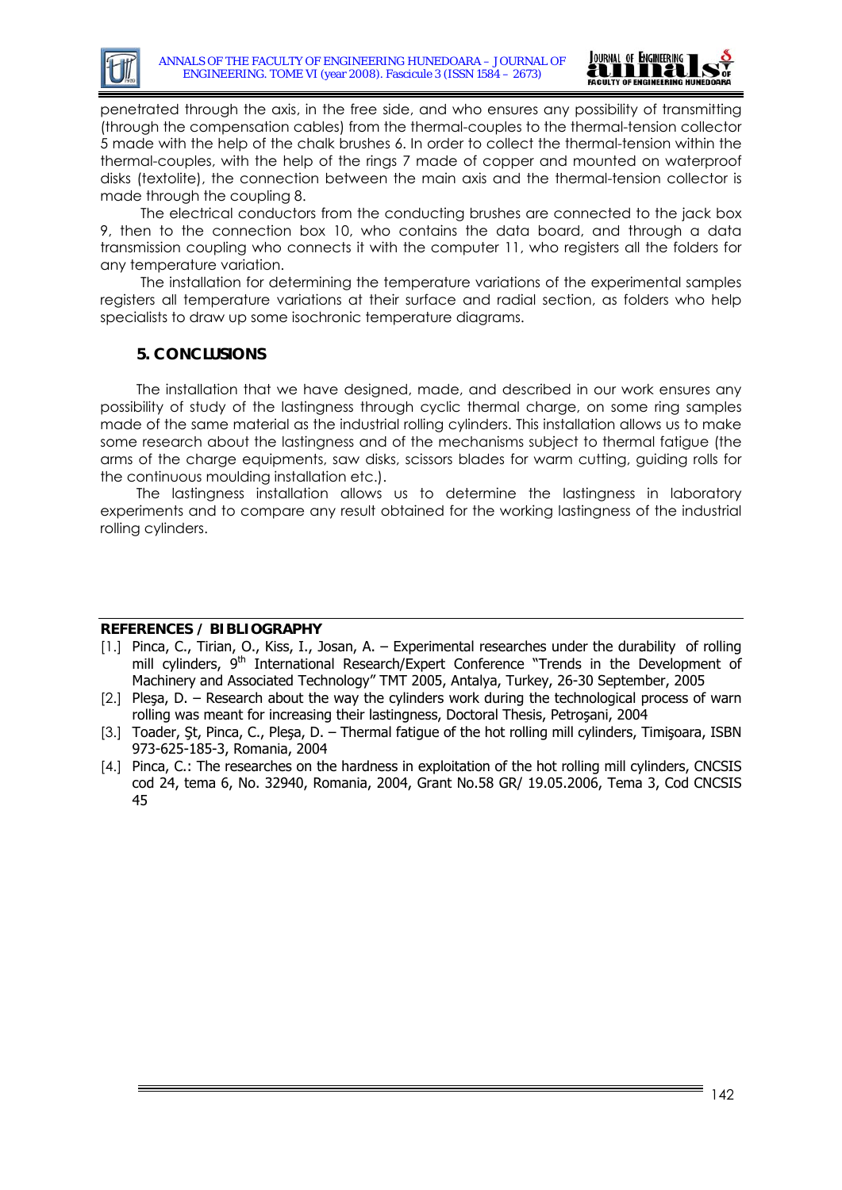penetrated through the axis, in the free side, and who ensures any possibility of transmitting (through the compensation cables) from the thermal-couples to the thermal-tension collector 5 made with the help of the chalk brushes 6. In order to collect the thermal-tension within the thermal-couples, with the help of the rings 7 made of copper and mounted on waterproof disks (textolite), the connection between the main axis and the thermal-tension collector is made through the coupling 8.

The electrical conductors from the conducting brushes are connected to the jack box 9, then to the connection box 10, who contains the data board, and through a data transmission coupling who connects it with the computer 11, who registers all the folders for any temperature variation.

The installation for determining the temperature variations of the experimental samples registers all temperature variations at their surface and radial section, as folders who help specialists to draw up some isochronic temperature diagrams.

## 5. CONCLUSIONS

The installation that we have designed, made, and described in our work ensures any possibility of study of the lastingness through cyclic thermal charge, on some ring samples made of the same material as the industrial rolling cylinders. This installation allows us to make some research about the lastingness and of the mechanisms subject to thermal fatigue (the arms of the charge equipments, saw disks, scissors blades for warm cutting, guiding rolls for the continuous moulding installation etc.).

The lastingness installation allows us to determine the lastingness in laboratory experiments and to compare any result obtained for the working lastingness of the industrial rolling cylinders.

## REFERENCES / BIBLIOGRAPHY

[1.] Pinca, C., Tirian, O., Kiss, I., Josan, A. – Experimental researches under the durability of rolling mill cylinders, 9th International Research/Expert Conference "Trends in the Development of Machinery and Associated Technology" TMT 2005, Antalya, Turkey, 26-30 September, 2005

[2.] Pleşa, D. – Research about the way the cylinders work during the technological process of warn rolling was meant for increasing their lastingness, Doctoral Thesis, Petroşani, 2004

[3.] Toader, Şt, Pinca, C., Pleşa, D. – Thermal fatigue of the hot rolling mill cylinders, Timişoara, ISBN 973-625-185-3, Romania, 2004

[4.] Pinca, C.: The researches on the hardness in exploitation of the hot rolling mill cylinders, CNCSIS cod 24, tema 6, No. 32940, Romania, 2004, Grant No.58 GR/ 19.05.2006, Tema 3, Cod CNCSIS 45